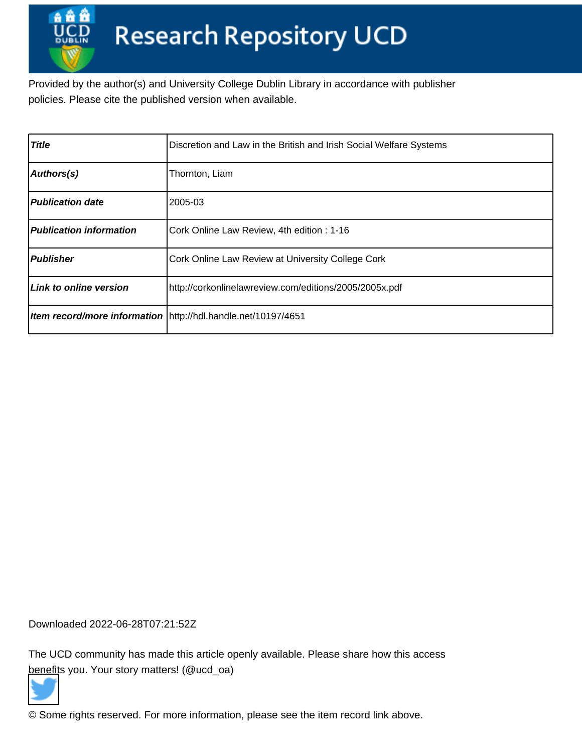# Research Repository UCD

Provided by the author(s) and University College Dublin Library in accordance with publisher policies. Please cite the published version when available.

| | |
|---|---|
| ***Title*** | Discretion and Law in the British and Irish Social Welfare Systems |
| ***Authors(s)*** | Thornton, Liam |
| ***Publication date*** | 2005-03 |
| ***Publication information*** | Cork Online Law Review, 4th edition : 1-16 |
| ***Publisher*** | Cork Online Law Review at University College Cork |
| ***Link to online version*** | http://corkonlinelawreview.com/editions/2005/2005x.pdf |
| ***Item record/more information*** | http://hdl.handle.net/10197/4651 |

Downloaded 2022-06-28T07:21:52Z

The UCD community has made this article openly available. Please share how this access benefits you. Your story matters! (@ucd_oa)

© Some rights reserved. For more information, please see the item record link above.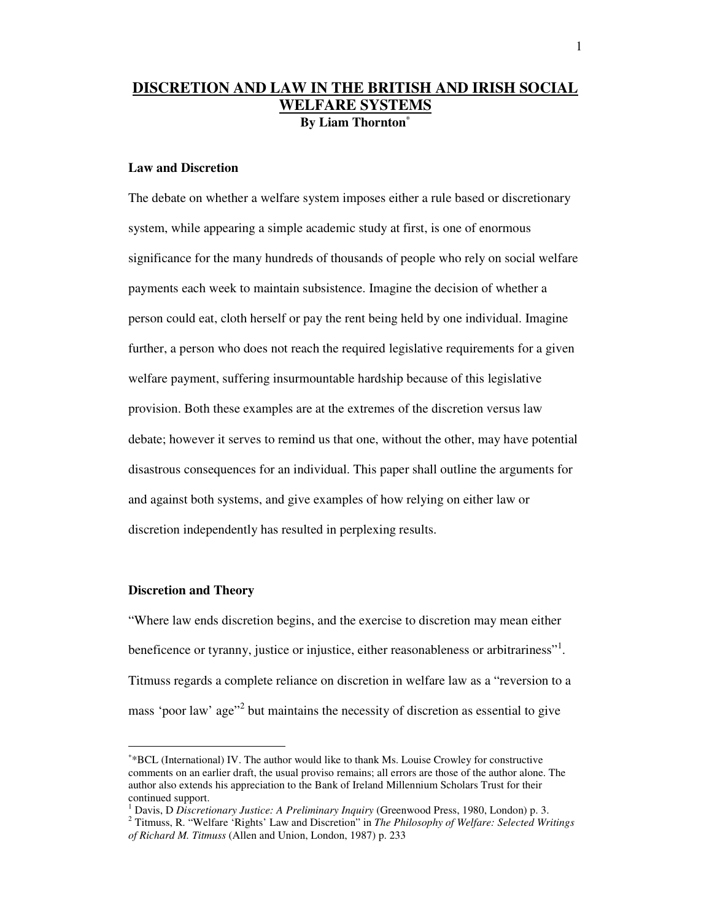# DISCRETION AND LAW IN THE BRITISH AND IRISH SOCIAL WELFARE SYSTEMS

**By Liam Thornton***

### Law and Discretion

The debate on whether a welfare system imposes either a rule based or discretionary system, while appearing a simple academic study at first, is one of enormous significance for the many hundreds of thousands of people who rely on social welfare payments each week to maintain subsistence. Imagine the decision of whether a person could eat, cloth herself or pay the rent being held by one individual. Imagine further, a person who does not reach the required legislative requirements for a given welfare payment, suffering insurmountable hardship because of this legislative provision. Both these examples are at the extremes of the discretion versus law debate; however it serves to remind us that one, without the other, may have potential disastrous consequences for an individual. This paper shall outline the arguments for and against both systems, and give examples of how relying on either law or discretion independently has resulted in perplexing results.

### Discretion and Theory

"Where law ends discretion begins, and the exercise to discretion may mean either beneficence or tyranny, justice or injustice, either reasonableness or arbitrariness"[1]. Titmuss regards a complete reliance on discretion in welfare law as a "reversion to a mass 'poor law' age"[2] but maintains the necessity of discretion as essential to give

---

* *BCL (International) IV. The author would like to thank Ms. Louise Crowley for constructive comments on an earlier draft, the usual proviso remains; all errors are those of the author alone. The author also extends his appreciation to the Bank of Ireland Millennium Scholars Trust for their continued support.

[1] Davis, D *Discretionary Justice: A Preliminary Inquiry* (Greenwood Press, 1980, London) p. 3.

[2] Titmuss, R. "Welfare 'Rights' Law and Discretion" in *The Philosophy of Welfare: Selected Writings of Richard M. Titmuss* (Allen and Union, London, 1987) p. 233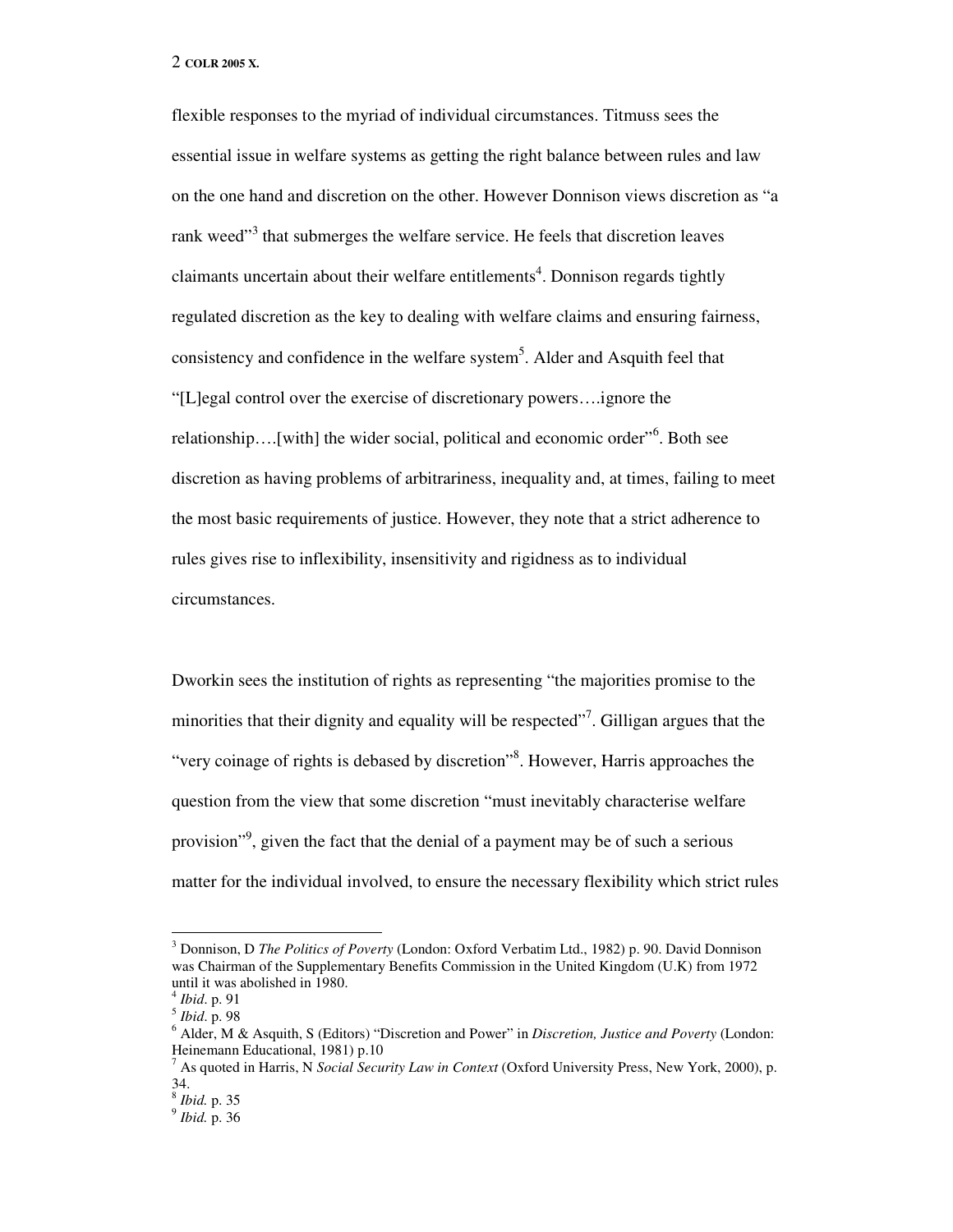flexible responses to the myriad of individual circumstances. Titmuss sees the essential issue in welfare systems as getting the right balance between rules and law on the one hand and discretion on the other. However Donnison views discretion as "a rank weed"[3] that submerges the welfare service. He feels that discretion leaves claimants uncertain about their welfare entitlements[4]. Donnison regards tightly regulated discretion as the key to dealing with welfare claims and ensuring fairness, consistency and confidence in the welfare system[5]. Alder and Asquith feel that "[L]egal control over the exercise of discretionary powers….ignore the relationship….[with] the wider social, political and economic order"[6]. Both see discretion as having problems of arbitrariness, inequality and, at times, failing to meet the most basic requirements of justice. However, they note that a strict adherence to rules gives rise to inflexibility, insensitivity and rigidness as to individual circumstances.

Dworkin sees the institution of rights as representing "the majorities promise to the minorities that their dignity and equality will be respected"[7]. Gilligan argues that the "very coinage of rights is debased by discretion"[8]. However, Harris approaches the question from the view that some discretion "must inevitably characterise welfare provision"[9], given the fact that the denial of a payment may be of such a serious matter for the individual involved, to ensure the necessary flexibility which strict rules

[3] Donnison, D *The Politics of Poverty* (London: Oxford Verbatim Ltd., 1982) p. 90. David Donnison was Chairman of the Supplementary Benefits Commission in the United Kingdom (U.K) from 1972 until it was abolished in 1980.

[4] *Ibid*. p. 91

[5] *Ibid*. p. 98

[6] Alder, M & Asquith, S (Editors) "Discretion and Power" in *Discretion, Justice and Poverty* (London: Heinemann Educational, 1981) p.10

[7] As quoted in Harris, N *Social Security Law in Context* (Oxford University Press, New York, 2000), p. 34.

[8] *Ibid.* p. 35

[9] *Ibid.* p. 36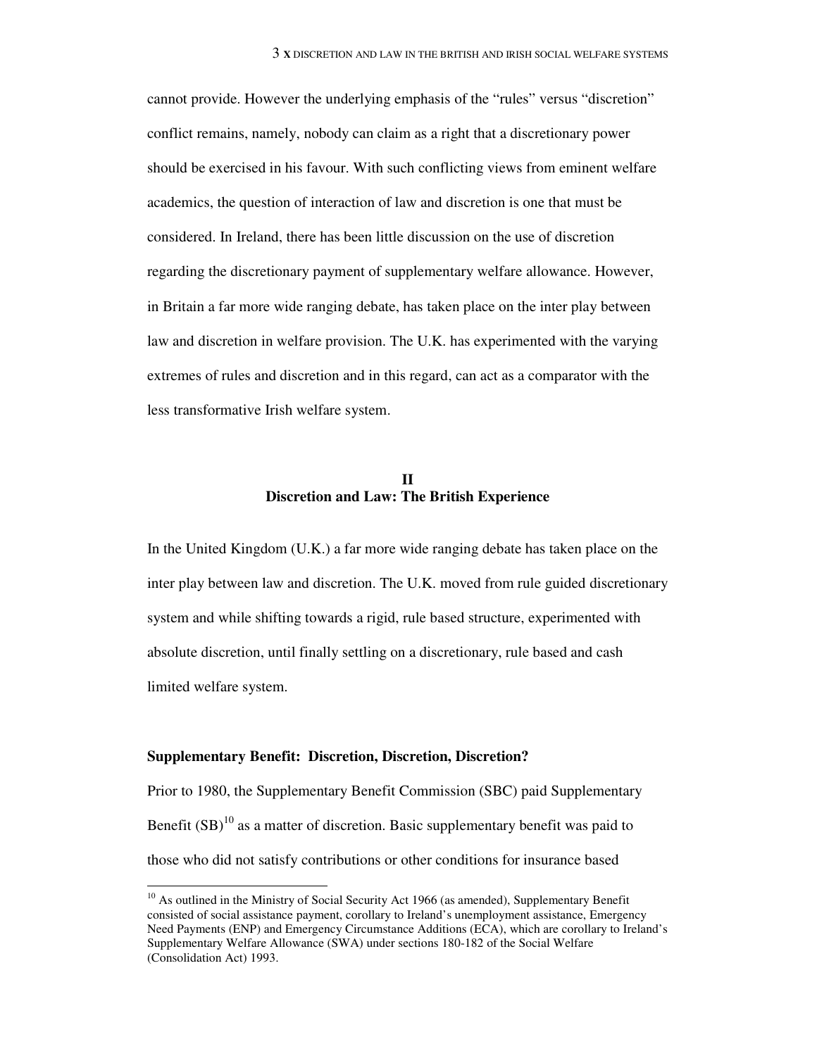cannot provide. However the underlying emphasis of the "rules" versus "discretion" conflict remains, namely, nobody can claim as a right that a discretionary power should be exercised in his favour. With such conflicting views from eminent welfare academics, the question of interaction of law and discretion is one that must be considered. In Ireland, there has been little discussion on the use of discretion regarding the discretionary payment of supplementary welfare allowance. However, in Britain a far more wide ranging debate, has taken place on the inter play between law and discretion in welfare provision. The U.K. has experimented with the varying extremes of rules and discretion and in this regard, can act as a comparator with the less transformative Irish welfare system.

## II
## Discretion and Law: The British Experience

In the United Kingdom (U.K.) a far more wide ranging debate has taken place on the inter play between law and discretion. The U.K. moved from rule guided discretionary system and while shifting towards a rigid, rule based structure, experimented with absolute discretion, until finally settling on a discretionary, rule based and cash limited welfare system.

### Supplementary Benefit: Discretion, Discretion, Discretion?

Prior to 1980, the Supplementary Benefit Commission (SBC) paid Supplementary Benefit (SB)[10] as a matter of discretion. Basic supplementary benefit was paid to those who did not satisfy contributions or other conditions for insurance based

[10] As outlined in the Ministry of Social Security Act 1966 (as amended), Supplementary Benefit consisted of social assistance payment, corollary to Ireland's unemployment assistance, Emergency Need Payments (ENP) and Emergency Circumstance Additions (ECA), which are corollary to Ireland's Supplementary Welfare Allowance (SWA) under sections 180-182 of the Social Welfare (Consolidation Act) 1993.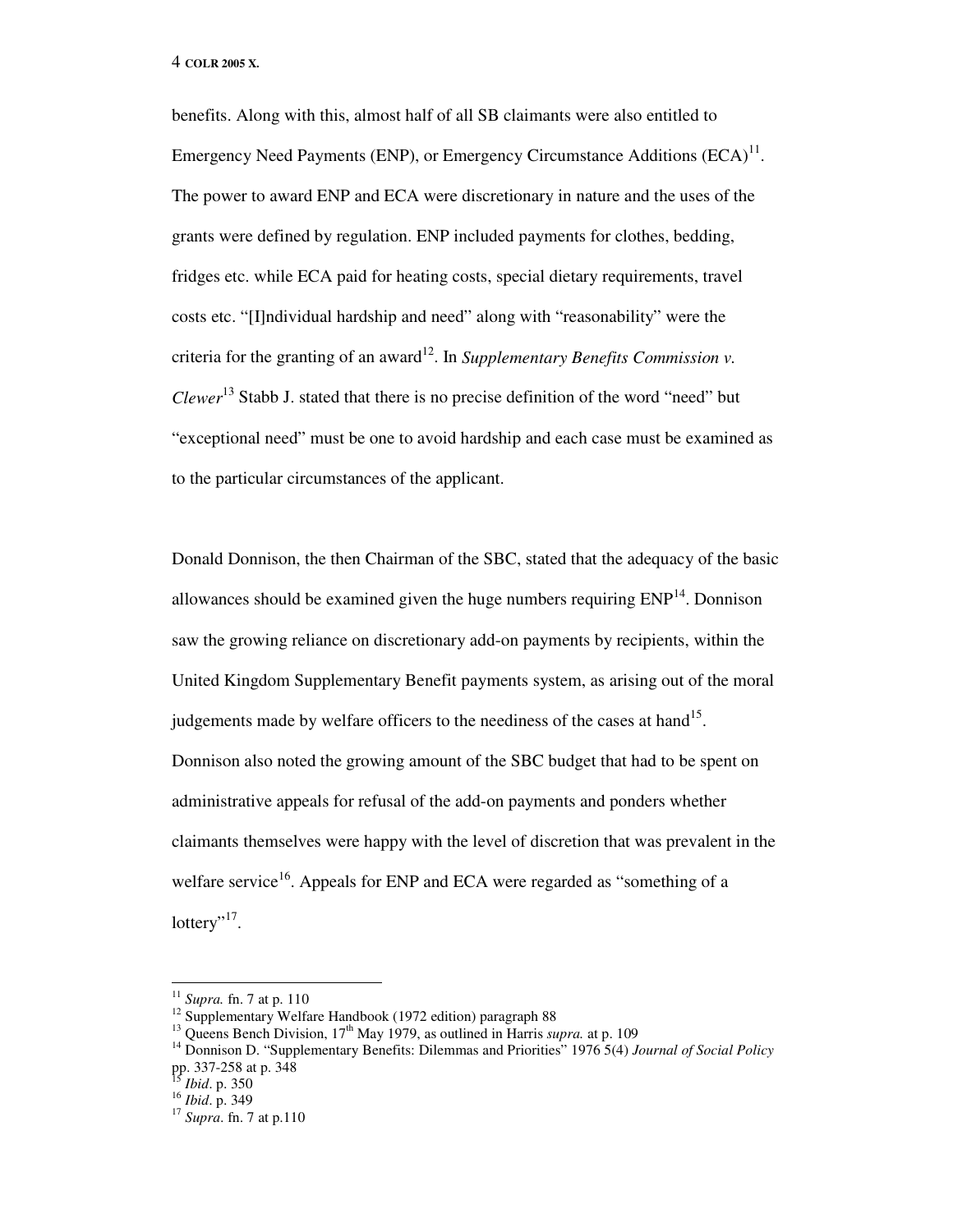benefits. Along with this, almost half of all SB claimants were also entitled to Emergency Need Payments (ENP), or Emergency Circumstance Additions (ECA)[11]. The power to award ENP and ECA were discretionary in nature and the uses of the grants were defined by regulation. ENP included payments for clothes, bedding, fridges etc. while ECA paid for heating costs, special dietary requirements, travel costs etc. "[I]ndividual hardship and need" along with "reasonability" were the criteria for the granting of an award[12]. In *Supplementary Benefits Commission v. Clewer*[13] Stabb J. stated that there is no precise definition of the word "need" but "exceptional need" must be one to avoid hardship and each case must be examined as to the particular circumstances of the applicant.

Donald Donnison, the then Chairman of the SBC, stated that the adequacy of the basic allowances should be examined given the huge numbers requiring ENP[14]. Donnison saw the growing reliance on discretionary add-on payments by recipients, within the United Kingdom Supplementary Benefit payments system, as arising out of the moral judgements made by welfare officers to the neediness of the cases at hand[15]. Donnison also noted the growing amount of the SBC budget that had to be spent on administrative appeals for refusal of the add-on payments and ponders whether claimants themselves were happy with the level of discretion that was prevalent in the welfare service[16]. Appeals for ENP and ECA were regarded as "something of a lottery"[17].

---

[11] *Supra.* fn. 7 at p. 110

[12] Supplementary Welfare Handbook (1972 edition) paragraph 88

[13] Queens Bench Division, 17th May 1979, as outlined in Harris *supra.* at p. 109

[14] Donnison D. "Supplementary Benefits: Dilemmas and Priorities" 1976 5(4) *Journal of Social Policy* pp. 337-258 at p. 348

[15] *Ibid*. p. 350

[16] *Ibid*. p. 349

[17] *Supra.* fn. 7 at p.110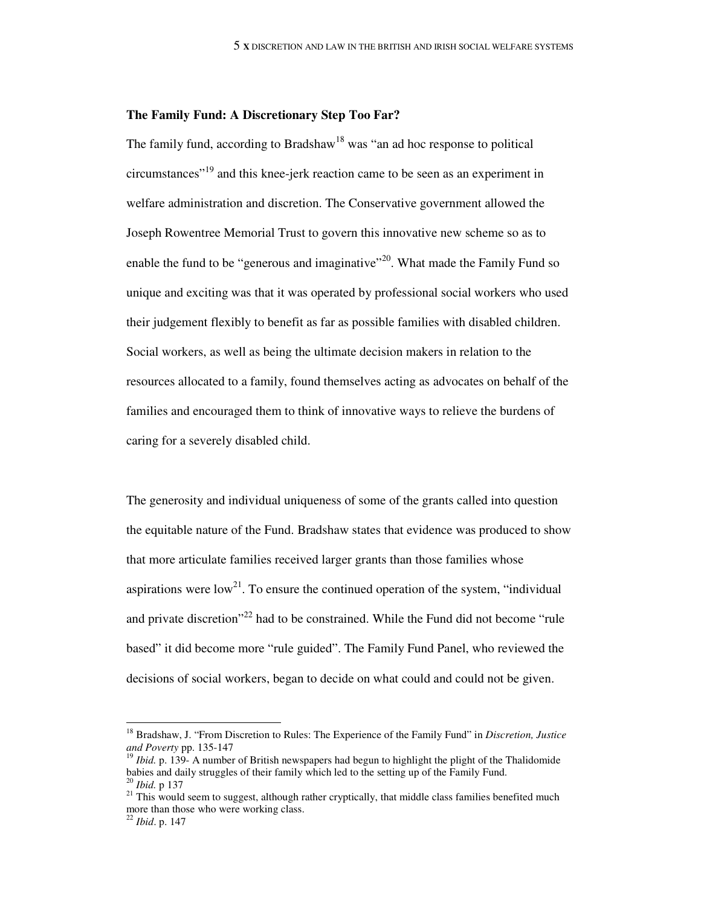**The Family Fund: A Discretionary Step Too Far?**

The family fund, according to Bradshaw[18] was "an ad hoc response to political circumstances"[19] and this knee-jerk reaction came to be seen as an experiment in welfare administration and discretion. The Conservative government allowed the Joseph Rowentree Memorial Trust to govern this innovative new scheme so as to enable the fund to be "generous and imaginative"[20]. What made the Family Fund so unique and exciting was that it was operated by professional social workers who used their judgement flexibly to benefit as far as possible families with disabled children. Social workers, as well as being the ultimate decision makers in relation to the resources allocated to a family, found themselves acting as advocates on behalf of the families and encouraged them to think of innovative ways to relieve the burdens of caring for a severely disabled child.

The generosity and individual uniqueness of some of the grants called into question the equitable nature of the Fund. Bradshaw states that evidence was produced to show that more articulate families received larger grants than those families whose aspirations were low[21]. To ensure the continued operation of the system, "individual and private discretion"[22] had to be constrained. While the Fund did not become "rule based" it did become more "rule guided". The Family Fund Panel, who reviewed the decisions of social workers, began to decide on what could and could not be given.

---

[18] Bradshaw, J. "From Discretion to Rules: The Experience of the Family Fund" in *Discretion, Justice and Poverty* pp. 135-147

[19] *Ibid.* p. 139- A number of British newspapers had begun to highlight the plight of the Thalidomide babies and daily struggles of their family which led to the setting up of the Family Fund.

[20] *Ibid.* p 137

[21] This would seem to suggest, although rather cryptically, that middle class families benefited much more than those who were working class.

[22] *Ibid*. p. 147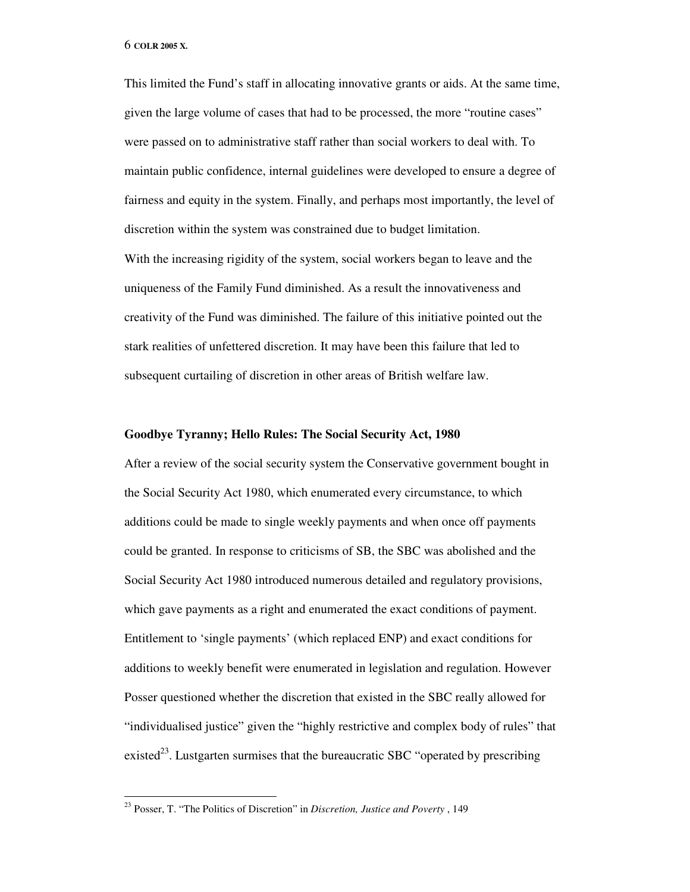This limited the Fund's staff in allocating innovative grants or aids. At the same time, given the large volume of cases that had to be processed, the more "routine cases" were passed on to administrative staff rather than social workers to deal with. To maintain public confidence, internal guidelines were developed to ensure a degree of fairness and equity in the system. Finally, and perhaps most importantly, the level of discretion within the system was constrained due to budget limitation.

With the increasing rigidity of the system, social workers began to leave and the uniqueness of the Family Fund diminished. As a result the innovativeness and creativity of the Fund was diminished. The failure of this initiative pointed out the stark realities of unfettered discretion. It may have been this failure that led to subsequent curtailing of discretion in other areas of British welfare law.

### Goodbye Tyranny; Hello Rules: The Social Security Act, 1980

After a review of the social security system the Conservative government bought in the Social Security Act 1980, which enumerated every circumstance, to which additions could be made to single weekly payments and when once off payments could be granted. In response to criticisms of SB, the SBC was abolished and the Social Security Act 1980 introduced numerous detailed and regulatory provisions, which gave payments as a right and enumerated the exact conditions of payment. Entitlement to 'single payments' (which replaced ENP) and exact conditions for additions to weekly benefit were enumerated in legislation and regulation. However Posser questioned whether the discretion that existed in the SBC really allowed for "individualised justice" given the "highly restrictive and complex body of rules" that existed[23]. Lustgarten surmises that the bureaucratic SBC "operated by prescribing

---

[23] Posser, T. "The Politics of Discretion" in *Discretion, Justice and Poverty* , 149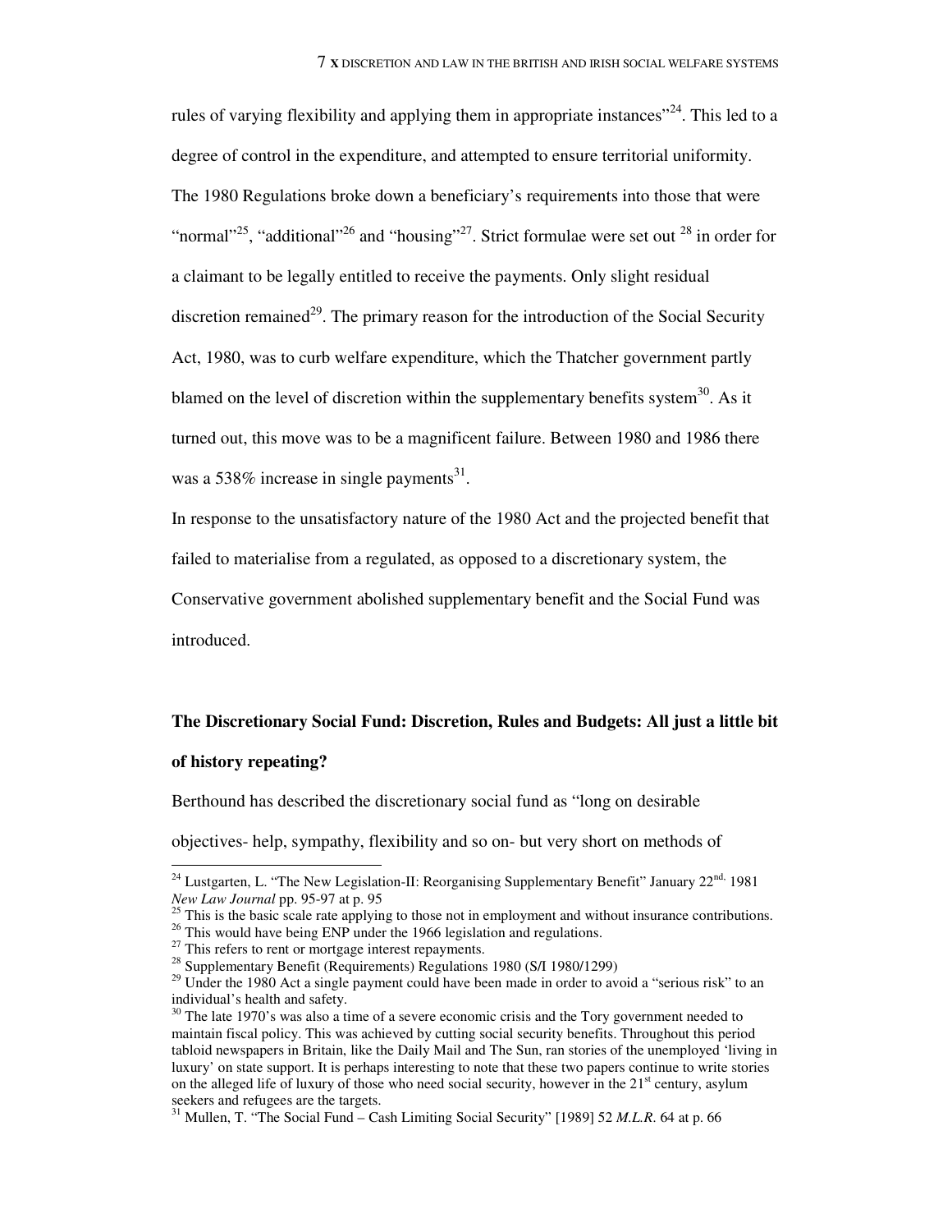rules of varying flexibility and applying them in appropriate instances"[24]. This led to a degree of control in the expenditure, and attempted to ensure territorial uniformity. The 1980 Regulations broke down a beneficiary's requirements into those that were "normal"[25], "additional"[26] and "housing"[27]. Strict formulae were set out [28] in order for a claimant to be legally entitled to receive the payments. Only slight residual discretion remained[29]. The primary reason for the introduction of the Social Security Act, 1980, was to curb welfare expenditure, which the Thatcher government partly blamed on the level of discretion within the supplementary benefits system[30]. As it turned out, this move was to be a magnificent failure. Between 1980 and 1986 there was a 538% increase in single payments[31].

In response to the unsatisfactory nature of the 1980 Act and the projected benefit that failed to materialise from a regulated, as opposed to a discretionary system, the Conservative government abolished supplementary benefit and the Social Fund was introduced.

**The Discretionary Social Fund: Discretion, Rules and Budgets: All just a little bit of history repeating?**

Berthound has described the discretionary social fund as "long on desirable objectives- help, sympathy, flexibility and so on- but very short on methods of

---

[24] Lustgarten, L. "The New Legislation-II: Reorganising Supplementary Benefit" January 22nd, 1981 *New Law Journal* pp. 95-97 at p. 95

[25] This is the basic scale rate applying to those not in employment and without insurance contributions.

[26] This would have being ENP under the 1966 legislation and regulations.

[27] This refers to rent or mortgage interest repayments.

[28] Supplementary Benefit (Requirements) Regulations 1980 (S/I 1980/1299)

[29] Under the 1980 Act a single payment could have been made in order to avoid a "serious risk" to an individual's health and safety.

[30] The late 1970's was also a time of a severe economic crisis and the Tory government needed to maintain fiscal policy. This was achieved by cutting social security benefits. Throughout this period tabloid newspapers in Britain, like the Daily Mail and The Sun, ran stories of the unemployed 'living in luxury' on state support. It is perhaps interesting to note that these two papers continue to write stories on the alleged life of luxury of those who need social security, however in the 21st century, asylum seekers and refugees are the targets.

[31] Mullen, T. "The Social Fund – Cash Limiting Social Security" [1989] 52 *M.L.R.* 64 at p. 66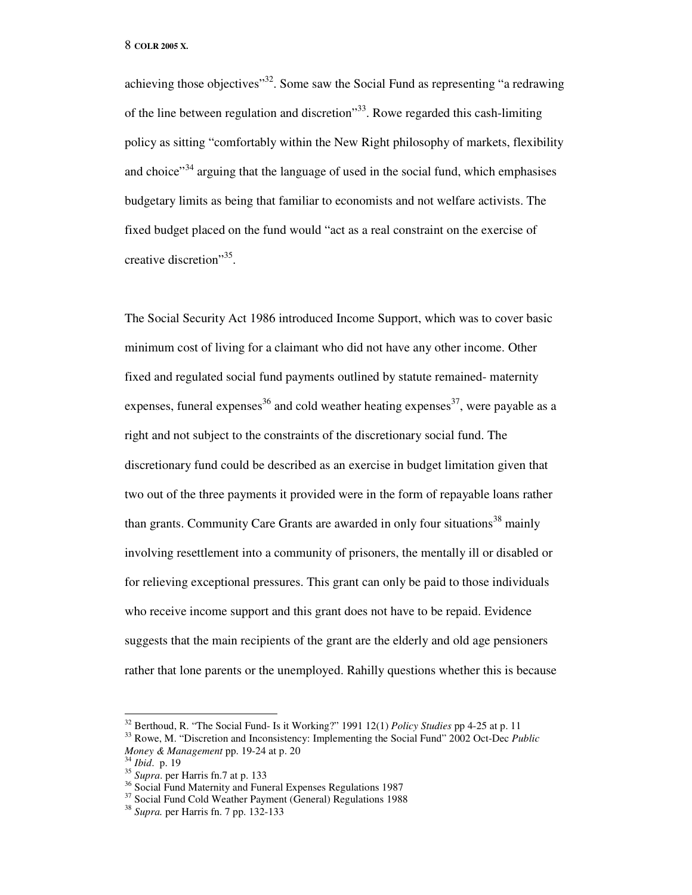achieving those objectives"[32]. Some saw the Social Fund as representing "a redrawing of the line between regulation and discretion"[33]. Rowe regarded this cash-limiting policy as sitting "comfortably within the New Right philosophy of markets, flexibility and choice"[34] arguing that the language of used in the social fund, which emphasises budgetary limits as being that familiar to economists and not welfare activists. The fixed budget placed on the fund would "act as a real constraint on the exercise of creative discretion"[35].

The Social Security Act 1986 introduced Income Support, which was to cover basic minimum cost of living for a claimant who did not have any other income. Other fixed and regulated social fund payments outlined by statute remained- maternity expenses, funeral expenses[36] and cold weather heating expenses[37], were payable as a right and not subject to the constraints of the discretionary social fund. The discretionary fund could be described as an exercise in budget limitation given that two out of the three payments it provided were in the form of repayable loans rather than grants. Community Care Grants are awarded in only four situations[38] mainly involving resettlement into a community of prisoners, the mentally ill or disabled or for relieving exceptional pressures. This grant can only be paid to those individuals who receive income support and this grant does not have to be repaid. Evidence suggests that the main recipients of the grant are the elderly and old age pensioners rather that lone parents or the unemployed. Rahilly questions whether this is because

---

[32] Berthoud, R. "The Social Fund- Is it Working?" 1991 12(1) *Policy Studies* pp 4-25 at p. 11

[33] Rowe, M. "Discretion and Inconsistency: Implementing the Social Fund" 2002 Oct-Dec *Public Money & Management* pp. 19-24 at p. 20

[34] *Ibid*. p. 19

[35] *Supra*. per Harris fn.7 at p. 133

[36] Social Fund Maternity and Funeral Expenses Regulations 1987

[37] Social Fund Cold Weather Payment (General) Regulations 1988

[38] *Supra.* per Harris fn. 7 pp. 132-133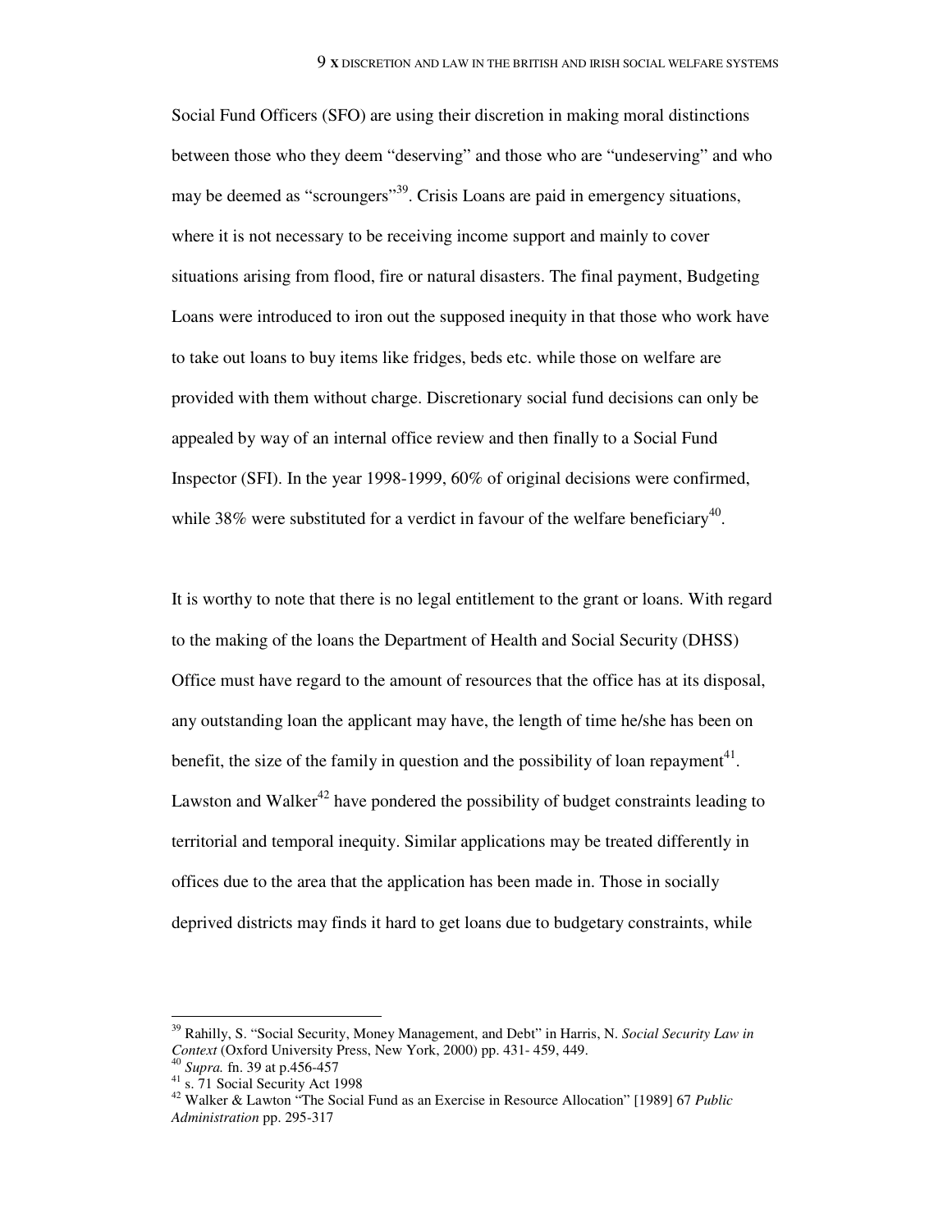Social Fund Officers (SFO) are using their discretion in making moral distinctions between those who they deem "deserving" and those who are "undeserving" and who may be deemed as "scroungers"[39]. Crisis Loans are paid in emergency situations, where it is not necessary to be receiving income support and mainly to cover situations arising from flood, fire or natural disasters. The final payment, Budgeting Loans were introduced to iron out the supposed inequity in that those who work have to take out loans to buy items like fridges, beds etc. while those on welfare are provided with them without charge. Discretionary social fund decisions can only be appealed by way of an internal office review and then finally to a Social Fund Inspector (SFI). In the year 1998-1999, 60% of original decisions were confirmed, while 38% were substituted for a verdict in favour of the welfare beneficiary[40].

It is worthy to note that there is no legal entitlement to the grant or loans. With regard to the making of the loans the Department of Health and Social Security (DHSS) Office must have regard to the amount of resources that the office has at its disposal, any outstanding loan the applicant may have, the length of time he/she has been on benefit, the size of the family in question and the possibility of loan repayment[41]. Lawston and Walker[42] have pondered the possibility of budget constraints leading to territorial and temporal inequity. Similar applications may be treated differently in offices due to the area that the application has been made in. Those in socially deprived districts may finds it hard to get loans due to budgetary constraints, while

---

[39] Rahilly, S. "Social Security, Money Management, and Debt" in Harris, N. *Social Security Law in Context* (Oxford University Press, New York, 2000) pp. 431- 459, 449.

[40] *Supra.* fn. 39 at p.456-457

[41] s. 71 Social Security Act 1998

[42] Walker & Lawton "The Social Fund as an Exercise in Resource Allocation" [1989] 67 *Public Administration* pp. 295-317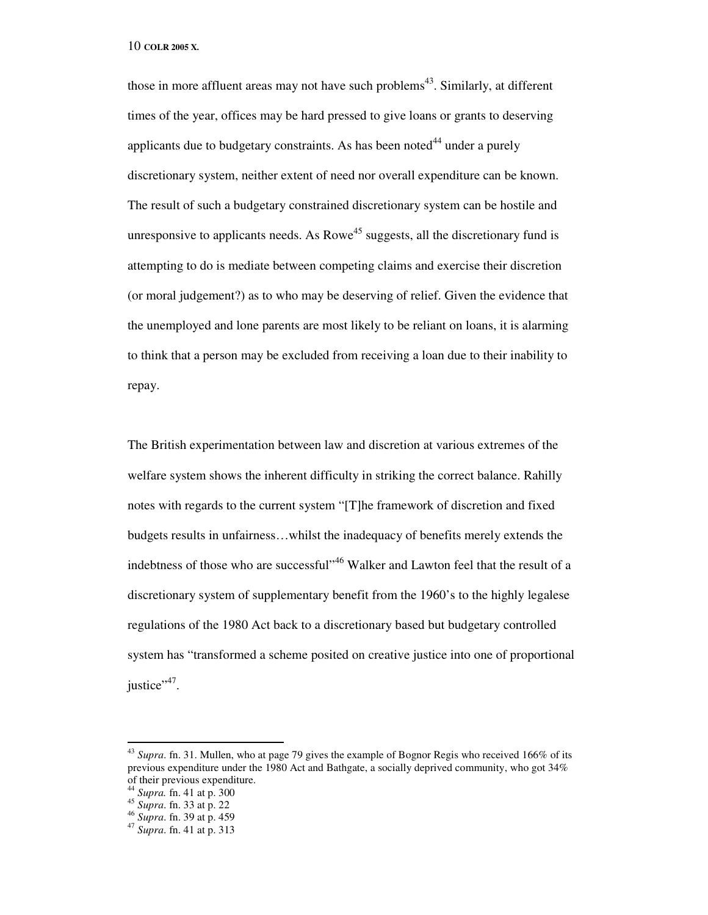those in more affluent areas may not have such problems[43]. Similarly, at different times of the year, offices may be hard pressed to give loans or grants to deserving applicants due to budgetary constraints. As has been noted[44] under a purely discretionary system, neither extent of need nor overall expenditure can be known. The result of such a budgetary constrained discretionary system can be hostile and unresponsive to applicants needs. As Rowe[45] suggests, all the discretionary fund is attempting to do is mediate between competing claims and exercise their discretion (or moral judgement?) as to who may be deserving of relief. Given the evidence that the unemployed and lone parents are most likely to be reliant on loans, it is alarming to think that a person may be excluded from receiving a loan due to their inability to repay.

The British experimentation between law and discretion at various extremes of the welfare system shows the inherent difficulty in striking the correct balance. Rahilly notes with regards to the current system "[T]he framework of discretion and fixed budgets results in unfairness…whilst the inadequacy of benefits merely extends the indebtness of those who are successful"[46] Walker and Lawton feel that the result of a discretionary system of supplementary benefit from the 1960's to the highly legalese regulations of the 1980 Act back to a discretionary based but budgetary controlled system has "transformed a scheme posited on creative justice into one of proportional justice"[47].

---

[43] *Supra*. fn. 31. Mullen, who at page 79 gives the example of Bognor Regis who received 166% of its previous expenditure under the 1980 Act and Bathgate, a socially deprived community, who got 34% of their previous expenditure.

[44] *Supra.* fn. 41 at p. 300

[45] *Supra*. fn. 33 at p. 22

[46] *Supra*. fn. 39 at p. 459

[47] *Supra*. fn. 41 at p. 313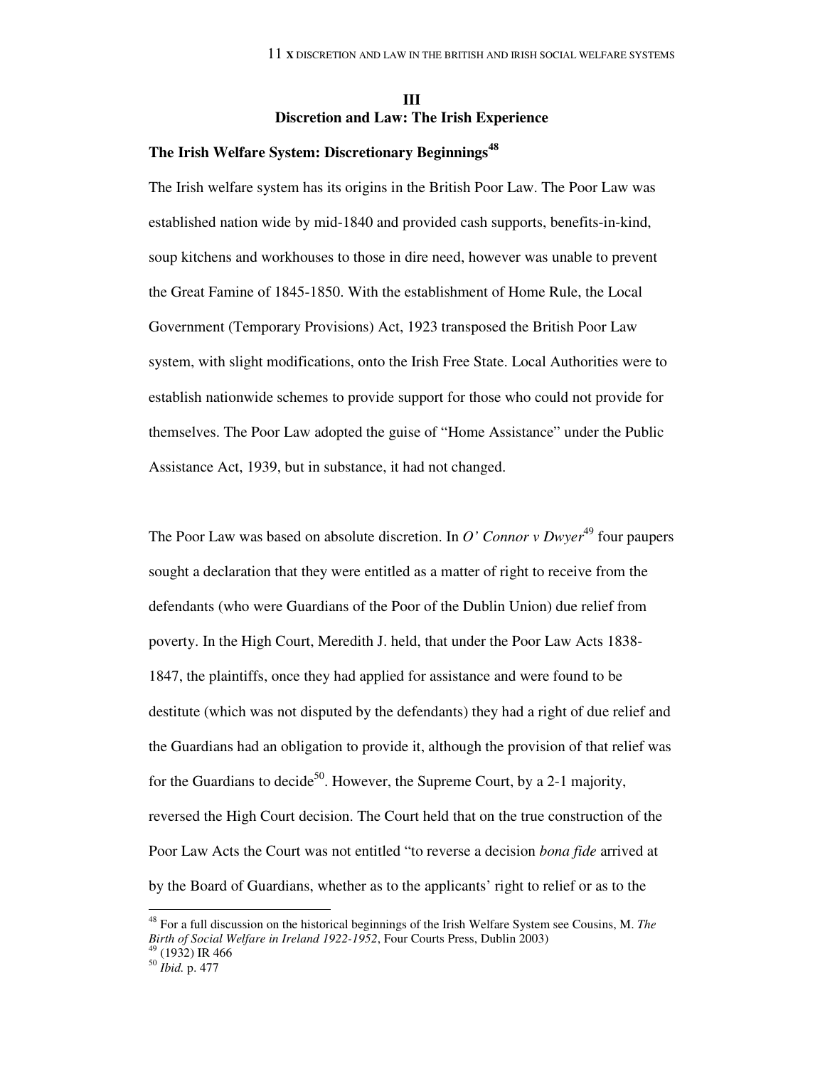## III
## Discretion and Law: The Irish Experience

### The Irish Welfare System: Discretionary Beginnings[48]

The Irish welfare system has its origins in the British Poor Law. The Poor Law was established nation wide by mid-1840 and provided cash supports, benefits-in-kind, soup kitchens and workhouses to those in dire need, however was unable to prevent the Great Famine of 1845-1850. With the establishment of Home Rule, the Local Government (Temporary Provisions) Act, 1923 transposed the British Poor Law system, with slight modifications, onto the Irish Free State. Local Authorities were to establish nationwide schemes to provide support for those who could not provide for themselves. The Poor Law adopted the guise of "Home Assistance" under the Public Assistance Act, 1939, but in substance, it had not changed.

The Poor Law was based on absolute discretion. In *O' Connor v Dwyer*[49] four paupers sought a declaration that they were entitled as a matter of right to receive from the defendants (who were Guardians of the Poor of the Dublin Union) due relief from poverty. In the High Court, Meredith J. held, that under the Poor Law Acts 1838-1847, the plaintiffs, once they had applied for assistance and were found to be destitute (which was not disputed by the defendants) they had a right of due relief and the Guardians had an obligation to provide it, although the provision of that relief was for the Guardians to decide[50]. However, the Supreme Court, by a 2-1 majority, reversed the High Court decision. The Court held that on the true construction of the Poor Law Acts the Court was not entitled "to reverse a decision *bona fide* arrived at by the Board of Guardians, whether as to the applicants' right to relief or as to the

---

[48] For a full discussion on the historical beginnings of the Irish Welfare System see Cousins, M. *The Birth of Social Welfare in Ireland 1922-1952*, Four Courts Press, Dublin 2003)

[49] (1932) IR 466

[50] *Ibid.* p. 477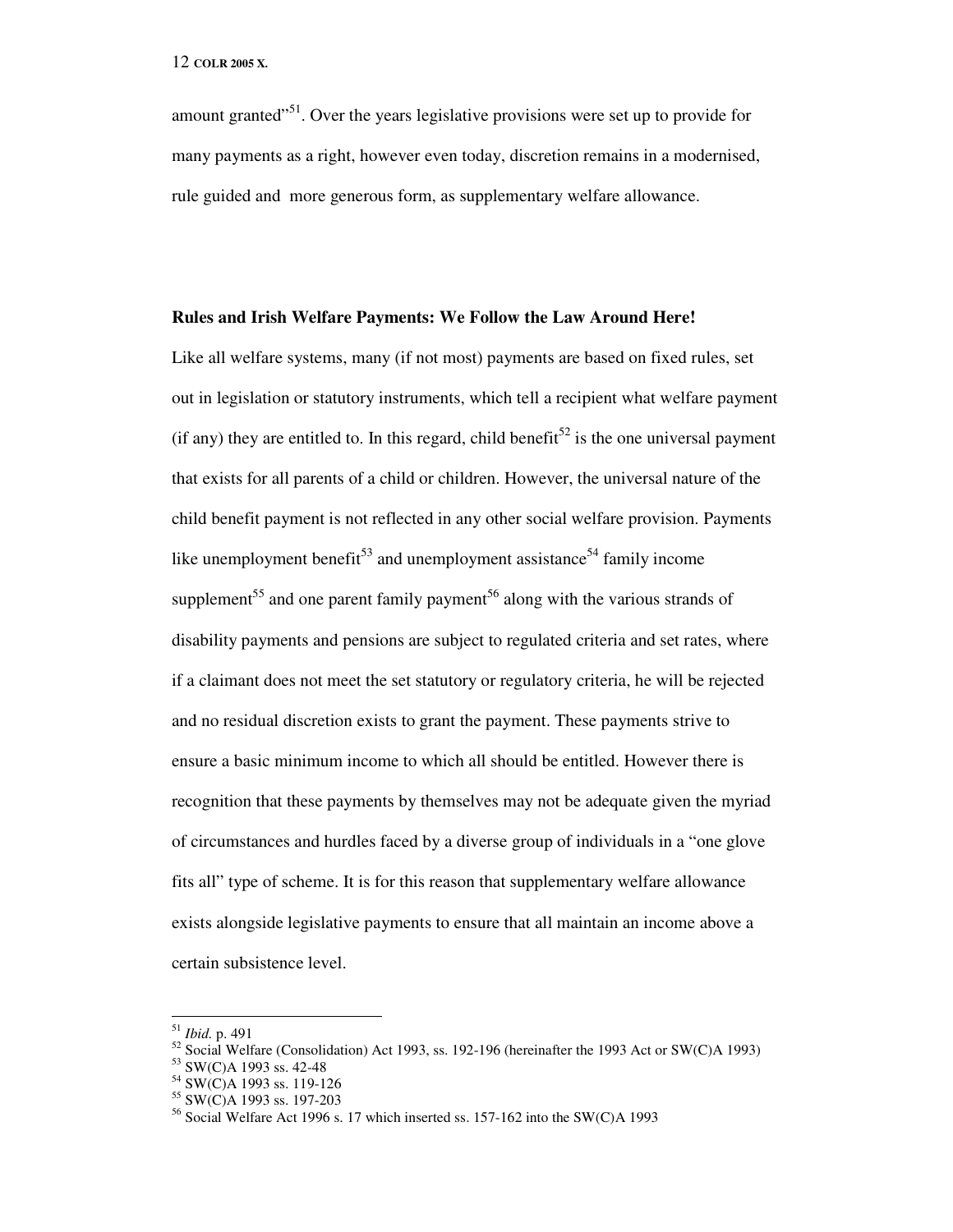amount granted"[51]. Over the years legislative provisions were set up to provide for many payments as a right, however even today, discretion remains in a modernised, rule guided and more generous form, as supplementary welfare allowance.

**Rules and Irish Welfare Payments: We Follow the Law Around Here!**

Like all welfare systems, many (if not most) payments are based on fixed rules, set out in legislation or statutory instruments, which tell a recipient what welfare payment (if any) they are entitled to. In this regard, child benefit[52] is the one universal payment that exists for all parents of a child or children. However, the universal nature of the child benefit payment is not reflected in any other social welfare provision. Payments like unemployment benefit[53] and unemployment assistance[54] family income supplement[55] and one parent family payment[56] along with the various strands of disability payments and pensions are subject to regulated criteria and set rates, where if a claimant does not meet the set statutory or regulatory criteria, he will be rejected and no residual discretion exists to grant the payment. These payments strive to ensure a basic minimum income to which all should be entitled. However there is recognition that these payments by themselves may not be adequate given the myriad of circumstances and hurdles faced by a diverse group of individuals in a "one glove fits all" type of scheme. It is for this reason that supplementary welfare allowance exists alongside legislative payments to ensure that all maintain an income above a certain subsistence level.

---

[51] *Ibid.* p. 491
[52] Social Welfare (Consolidation) Act 1993, ss. 192-196 (hereinafter the 1993 Act or SW(C)A 1993)
[53] SW(C)A 1993 ss. 42-48
[54] SW(C)A 1993 ss. 119-126
[55] SW(C)A 1993 ss. 197-203
[56] Social Welfare Act 1996 s. 17 which inserted ss. 157-162 into the SW(C)A 1993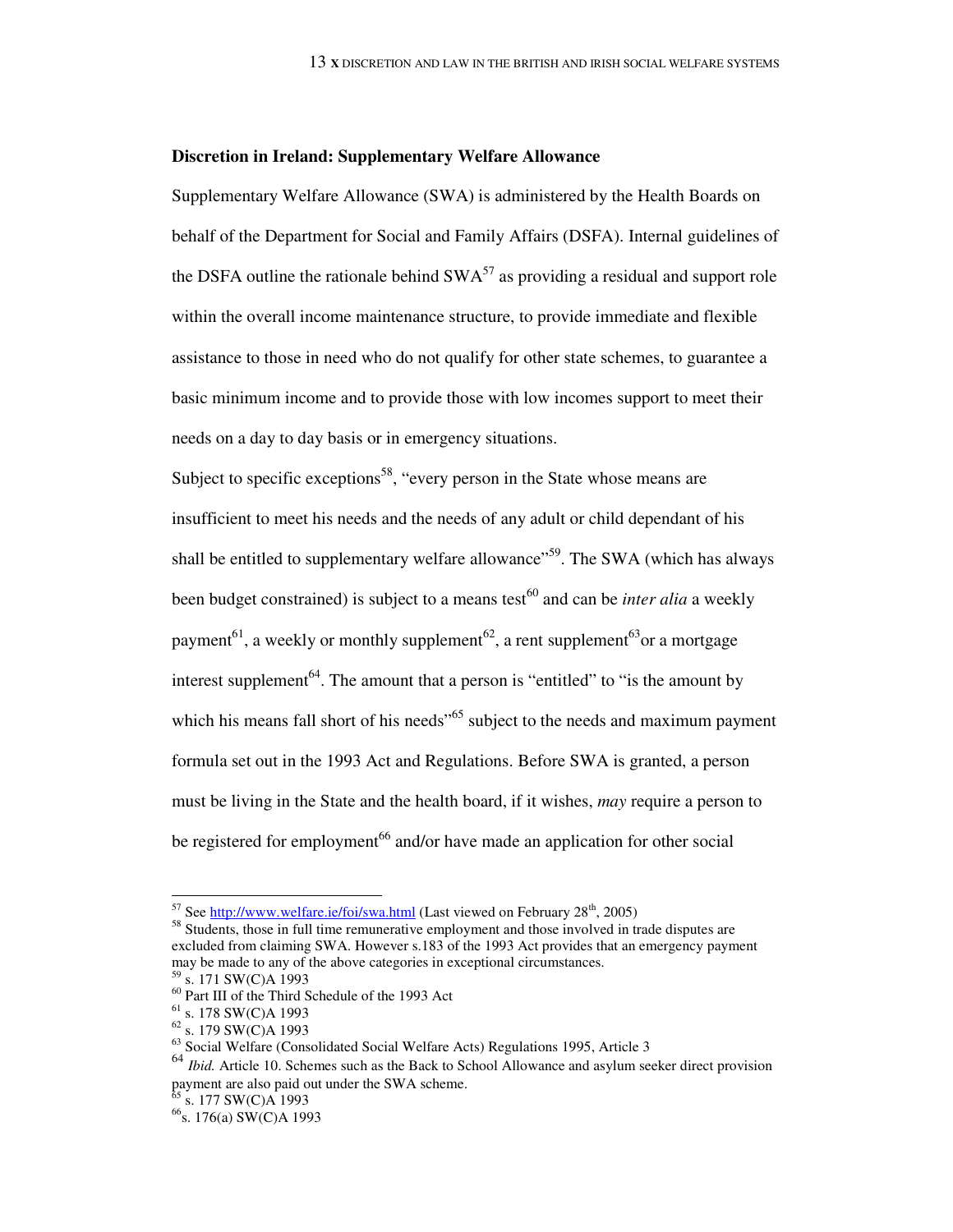**Discretion in Ireland: Supplementary Welfare Allowance**

Supplementary Welfare Allowance (SWA) is administered by the Health Boards on behalf of the Department for Social and Family Affairs (DSFA). Internal guidelines of the DSFA outline the rationale behind SWA[57] as providing a residual and support role within the overall income maintenance structure, to provide immediate and flexible assistance to those in need who do not qualify for other state schemes, to guarantee a basic minimum income and to provide those with low incomes support to meet their needs on a day to day basis or in emergency situations.

Subject to specific exceptions[58], "every person in the State whose means are insufficient to meet his needs and the needs of any adult or child dependant of his shall be entitled to supplementary welfare allowance"[59]. The SWA (which has always been budget constrained) is subject to a means test[60] and can be *inter alia* a weekly payment[61], a weekly or monthly supplement[62], a rent supplement[63] or a mortgage interest supplement[64]. The amount that a person is "entitled" to "is the amount by which his means fall short of his needs"[65] subject to the needs and maximum payment formula set out in the 1993 Act and Regulations. Before SWA is granted, a person must be living in the State and the health board, if it wishes, *may* require a person to be registered for employment[66] and/or have made an application for other social

---

[57] See http://www.welfare.ie/foi/swa.html (Last viewed on February 28th, 2005)

[58] Students, those in full time remunerative employment and those involved in trade disputes are excluded from claiming SWA. However s.183 of the 1993 Act provides that an emergency payment may be made to any of the above categories in exceptional circumstances.

[59] s. 171 SW(C)A 1993

[60] Part III of the Third Schedule of the 1993 Act

[61] s. 178 SW(C)A 1993

[62] s. 179 SW(C)A 1993

[63] Social Welfare (Consolidated Social Welfare Acts) Regulations 1995, Article 3

[64] *Ibid.* Article 10. Schemes such as the Back to School Allowance and asylum seeker direct provision payment are also paid out under the SWA scheme.

[65] s. 177 SW(C)A 1993

[66] s. 176(a) SW(C)A 1993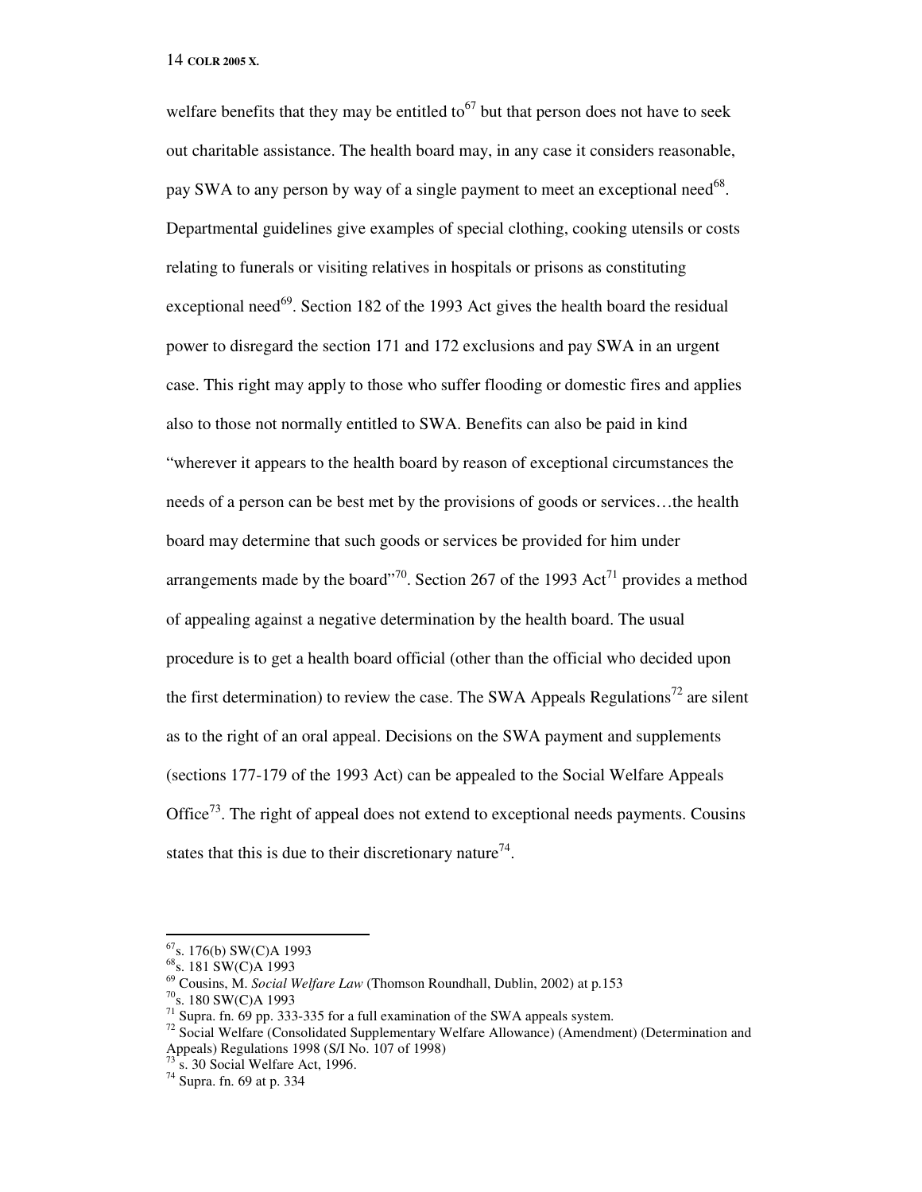welfare benefits that they may be entitled to[67] but that person does not have to seek out charitable assistance. The health board may, in any case it considers reasonable, pay SWA to any person by way of a single payment to meet an exceptional need[68]. Departmental guidelines give examples of special clothing, cooking utensils or costs relating to funerals or visiting relatives in hospitals or prisons as constituting exceptional need[69]. Section 182 of the 1993 Act gives the health board the residual power to disregard the section 171 and 172 exclusions and pay SWA in an urgent case. This right may apply to those who suffer flooding or domestic fires and applies also to those not normally entitled to SWA. Benefits can also be paid in kind "wherever it appears to the health board by reason of exceptional circumstances the needs of a person can be best met by the provisions of goods or services…the health board may determine that such goods or services be provided for him under arrangements made by the board"[70]. Section 267 of the 1993 Act[71] provides a method of appealing against a negative determination by the health board. The usual procedure is to get a health board official (other than the official who decided upon the first determination) to review the case. The SWA Appeals Regulations[72] are silent as to the right of an oral appeal. Decisions on the SWA payment and supplements (sections 177-179 of the 1993 Act) can be appealed to the Social Welfare Appeals Office[73]. The right of appeal does not extend to exceptional needs payments. Cousins states that this is due to their discretionary nature[74].

---

[67] s. 176(b) SW(C)A 1993

[68] s. 181 SW(C)A 1993

[69] Cousins, M. *Social Welfare Law* (Thomson Roundhall, Dublin, 2002) at p.153

[70] s. 180 SW(C)A 1993

[71] Supra. fn. 69 pp. 333-335 for a full examination of the SWA appeals system.

[72] Social Welfare (Consolidated Supplementary Welfare Allowance) (Amendment) (Determination and Appeals) Regulations 1998 (S/I No. 107 of 1998)

[73] s. 30 Social Welfare Act, 1996.

[74] Supra. fn. 69 at p. 334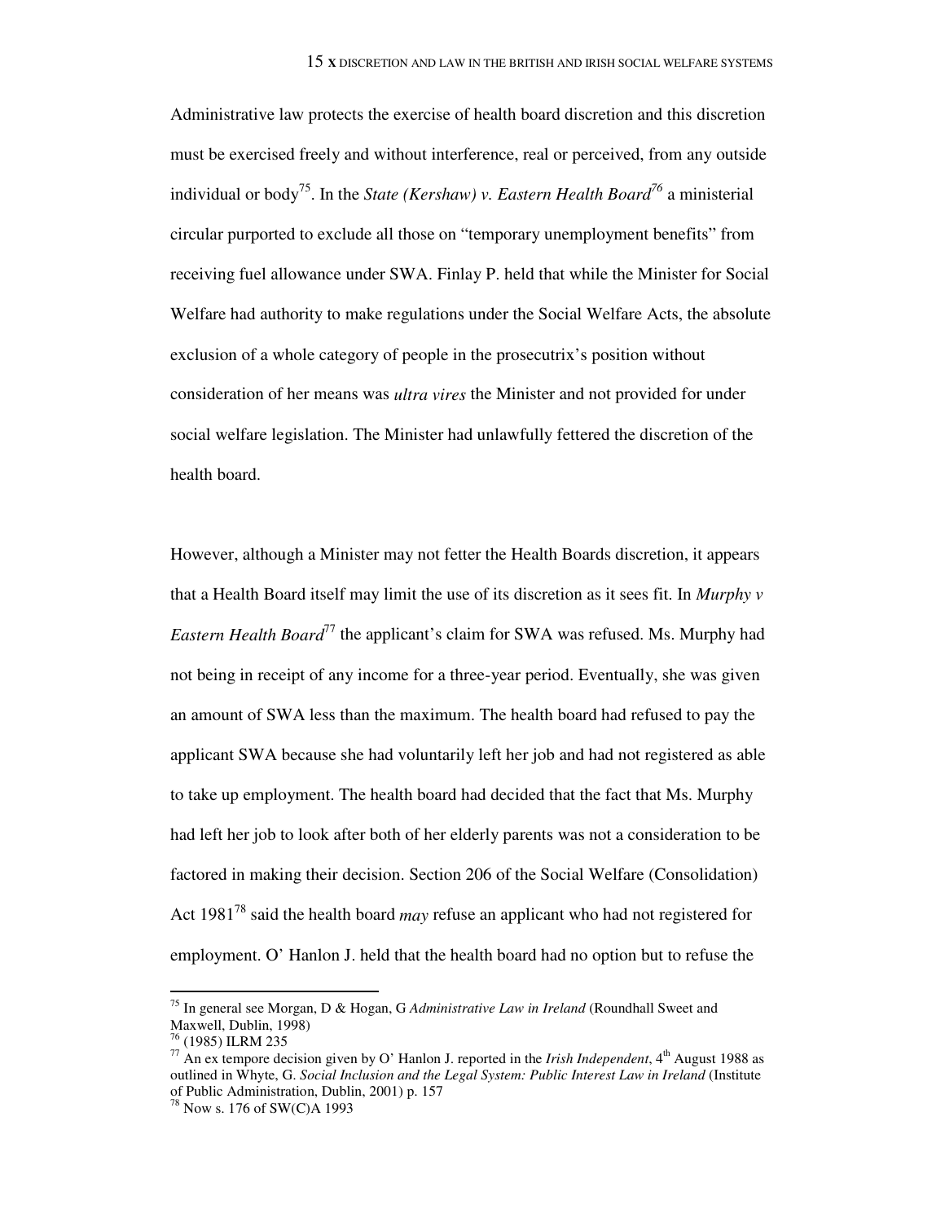Administrative law protects the exercise of health board discretion and this discretion must be exercised freely and without interference, real or perceived, from any outside individual or body[75]. In the *State (Kershaw) v. Eastern Health Board*[76] a ministerial circular purported to exclude all those on "temporary unemployment benefits" from receiving fuel allowance under SWA. Finlay P. held that while the Minister for Social Welfare had authority to make regulations under the Social Welfare Acts, the absolute exclusion of a whole category of people in the prosecutrix's position without consideration of her means was *ultra vires* the Minister and not provided for under social welfare legislation. The Minister had unlawfully fettered the discretion of the health board.

However, although a Minister may not fetter the Health Boards discretion, it appears that a Health Board itself may limit the use of its discretion as it sees fit. In *Murphy v Eastern Health Board*[77] the applicant's claim for SWA was refused. Ms. Murphy had not being in receipt of any income for a three-year period. Eventually, she was given an amount of SWA less than the maximum. The health board had refused to pay the applicant SWA because she had voluntarily left her job and had not registered as able to take up employment. The health board had decided that the fact that Ms. Murphy had left her job to look after both of her elderly parents was not a consideration to be factored in making their decision. Section 206 of the Social Welfare (Consolidation) Act 1981[78] said the health board *may* refuse an applicant who had not registered for employment. O' Hanlon J. held that the health board had no option but to refuse the

---

[75] In general see Morgan, D & Hogan, G *Administrative Law in Ireland* (Roundhall Sweet and Maxwell, Dublin, 1998)

[76] (1985) ILRM 235

[77] An ex tempore decision given by O' Hanlon J. reported in the *Irish Independent*, 4th August 1988 as outlined in Whyte, G. *Social Inclusion and the Legal System: Public Interest Law in Ireland* (Institute of Public Administration, Dublin, 2001) p. 157

[78] Now s. 176 of SW(C)A 1993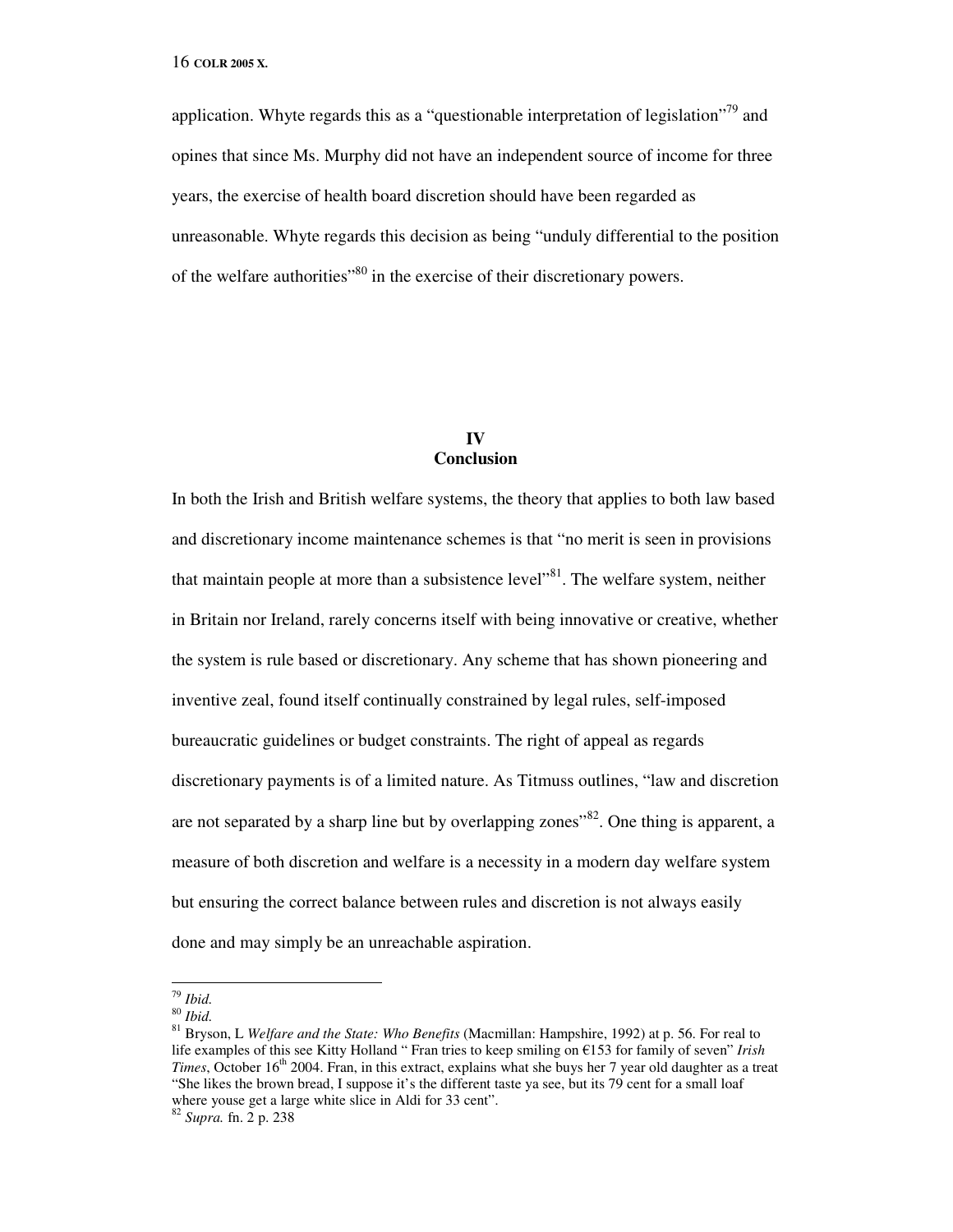application. Whyte regards this as a "questionable interpretation of legislation"[79] and opines that since Ms. Murphy did not have an independent source of income for three years, the exercise of health board discretion should have been regarded as unreasonable. Whyte regards this decision as being "unduly differential to the position of the welfare authorities"[80] in the exercise of their discretionary powers.

## IV
## Conclusion

In both the Irish and British welfare systems, the theory that applies to both law based and discretionary income maintenance schemes is that "no merit is seen in provisions that maintain people at more than a subsistence level"[81]. The welfare system, neither in Britain nor Ireland, rarely concerns itself with being innovative or creative, whether the system is rule based or discretionary. Any scheme that has shown pioneering and inventive zeal, found itself continually constrained by legal rules, self-imposed bureaucratic guidelines or budget constraints. The right of appeal as regards discretionary payments is of a limited nature. As Titmuss outlines, "law and discretion are not separated by a sharp line but by overlapping zones"[82]. One thing is apparent, a measure of both discretion and welfare is a necessity in a modern day welfare system but ensuring the correct balance between rules and discretion is not always easily done and may simply be an unreachable aspiration.

---

[79] *Ibid.*

[80] *Ibid.*

[81] Bryson, L *Welfare and the State: Who Benefits* (Macmillan: Hampshire, 1992) at p. 56. For real to life examples of this see Kitty Holland " Fran tries to keep smiling on €153 for family of seven" *Irish Times*, October 16th 2004. Fran, in this extract, explains what she buys her 7 year old daughter as a treat "She likes the brown bread, I suppose it's the different taste ya see, but its 79 cent for a small loaf where youse get a large white slice in Aldi for 33 cent".

[82] *Supra.* fn. 2 p. 238